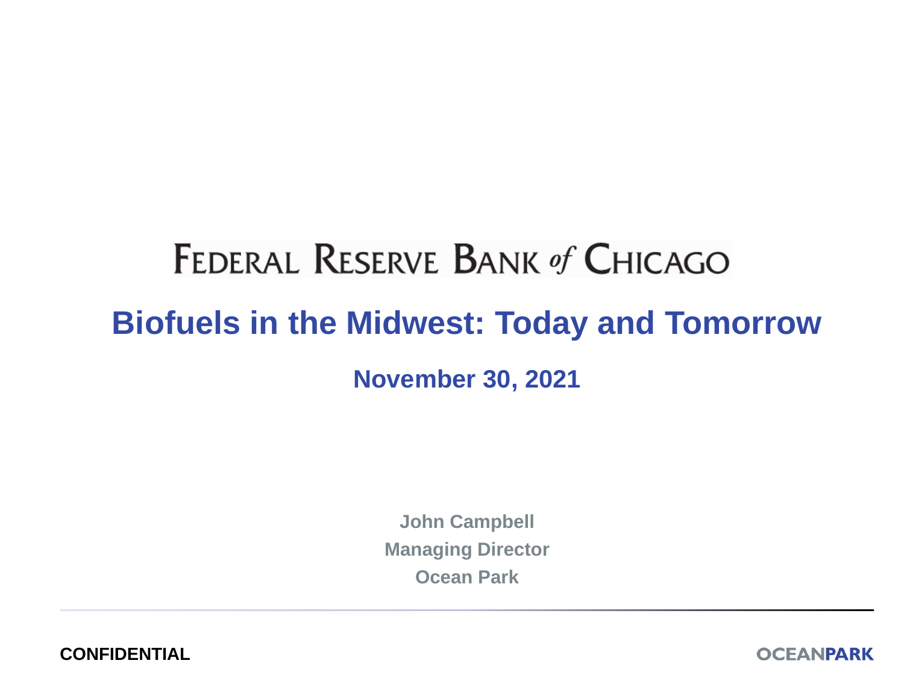FEDERAL RESERVE BANK of CHICAGO

# Biofuels in the Midwest: Today and Tomorrow

**November 30, 2021**

**John Campbell**
**Managing Director**
**Ocean Park**

**CONFIDENTIAL**

OCEANPARK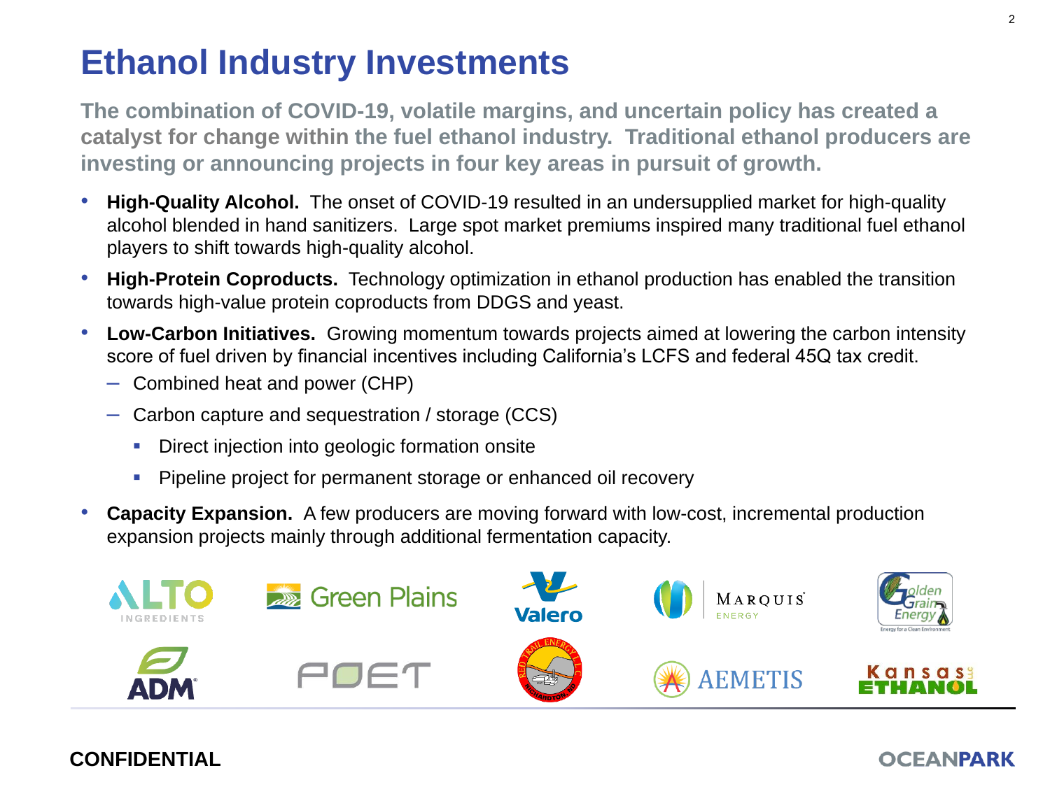# Ethanol Industry Investments

**The combination of COVID-19, volatile margins, and uncertain policy has created a catalyst for change within the fuel ethanol industry. Traditional ethanol producers are investing or announcing projects in four key areas in pursuit of growth.**

- **High-Quality Alcohol.** The onset of COVID-19 resulted in an undersupplied market for high-quality alcohol blended in hand sanitizers. Large spot market premiums inspired many traditional fuel ethanol players to shift towards high-quality alcohol.
- **High-Protein Coproducts.** Technology optimization in ethanol production has enabled the transition towards high-value protein coproducts from DDGS and yeast.
- **Low-Carbon Initiatives.** Growing momentum towards projects aimed at lowering the carbon intensity score of fuel driven by financial incentives including California's LCFS and federal 45Q tax credit.
  - Combined heat and power (CHP)
  - Carbon capture and sequestration / storage (CCS)
    - Direct injection into geologic formation onsite
    - Pipeline project for permanent storage or enhanced oil recovery
- **Capacity Expansion.** A few producers are moving forward with low-cost, incremental production expansion projects mainly through additional fermentation capacity.

ALTO INGREDIENTS | Green Plains | Valero | MARQUIS ENERGY | Golden Grain Energy

ADM | POET | RED TRAIL ENERGY LLC | AEMETIS | Kansas ETHANOL

CONFIDENTIAL

OCEANPARK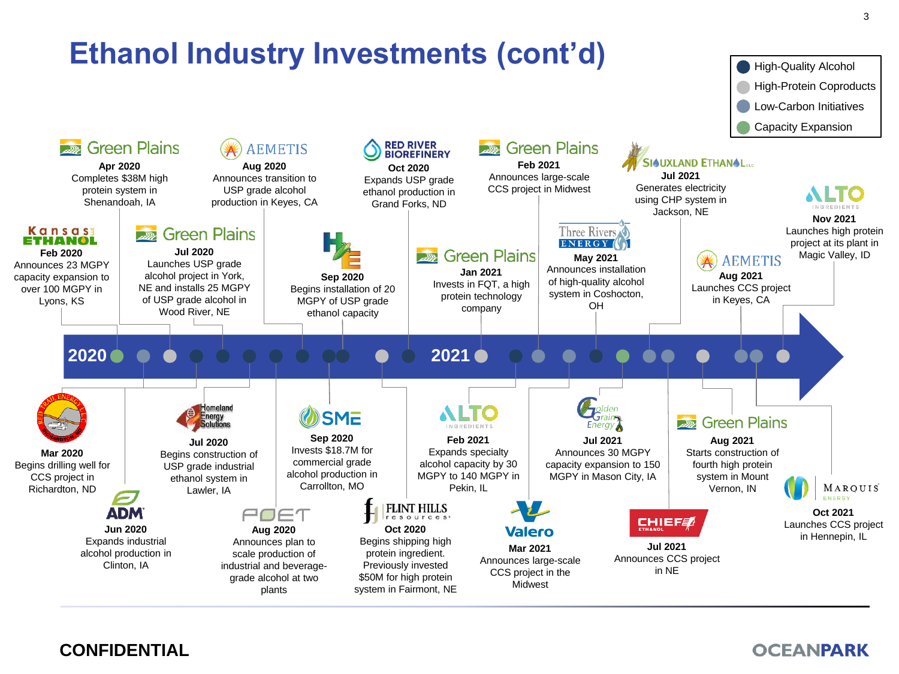# Ethanol Industry Investments (cont'd)

**Legend:**
- High-Quality Alcohol
- High-Protein Coproducts
- Low-Carbon Initiatives
- Capacity Expansion

## 2020

**Kansas Ethanol** — **Feb 2020**
Announces 23 MGPY capacity expansion to over 100 MGPY in Lyons, KS

**Red Trail Energy** — **Mar 2020**
Begins drilling well for CCS project in Richardton, ND

**Green Plains** — **Apr 2020**
Completes $38M high protein system in Shenandoah, IA

**ADM** — **Jun 2020**
Expands industrial alcohol production in Clinton, IA

**Green Plains** — **Jul 2020**
Launches USP grade alcohol project in York, NE and installs 25 MGPY of USP grade alcohol in Wood River, NE

**Homeland Energy Solutions** — **Jul 2020**
Begins construction of USP grade industrial ethanol system in Lawler, IA

**Aemetis** — **Aug 2020**
Announces transition to USP grade alcohol production in Keyes, CA

**POET** — **Aug 2020**
Announces plan to scale production of industrial and beverage-grade alcohol at two plants

**HE** — **Sep 2020**
Begins installation of 20 MGPY of USP grade ethanol capacity

**SME** — **Sep 2020**
Invests $18.7M for commercial grade alcohol production in Carrollton, MO

**Red River Biorefinery** — **Oct 2020**
Expands USP grade ethanol production in Grand Forks, ND

**Flint Hills Resources** — **Oct 2020**
Begins shipping high protein ingredient. Previously invested $50M for high protein system in Fairmont, NE

## 2021

**Green Plains** — **Jan 2021**
Invests in FQT, a high protein technology company

**Alto Ingredients** — **Feb 2021**
Expands specialty alcohol capacity by 30 MGPY to 140 MGPY in Pekin, IL

**Green Plains** — **Feb 2021**
Announces large-scale CCS project in Midwest

**Valero** — **Mar 2021**
Announces large-scale CCS project in the Midwest

**Three Rivers Energy** — **May 2021**
Announces installation of high-quality alcohol system in Coshocton, OH

**Golden Grain Energy** — **Jul 2021**
Announces 30 MGPY capacity expansion to 150 MGPY in Mason City, IA

**Siouxland Ethanol** — **Jul 2021**
Generates electricity using CHP system in Jackson, NE

**Chief Ethanol** — **Jul 2021**
Announces CCS project in NE

**Green Plains** — **Aug 2021**
Starts construction of fourth high protein system in Mount Vernon, IN

**Aemetis** — **Aug 2021**
Launches CCS project in Keyes, CA

**Marquis Energy** — **Oct 2021**
Launches CCS project in Hennepin, IL

**Alto Ingredients** — **Nov 2021**
Launches high protein project at its plant in Magic Valley, ID

CONFIDENTIAL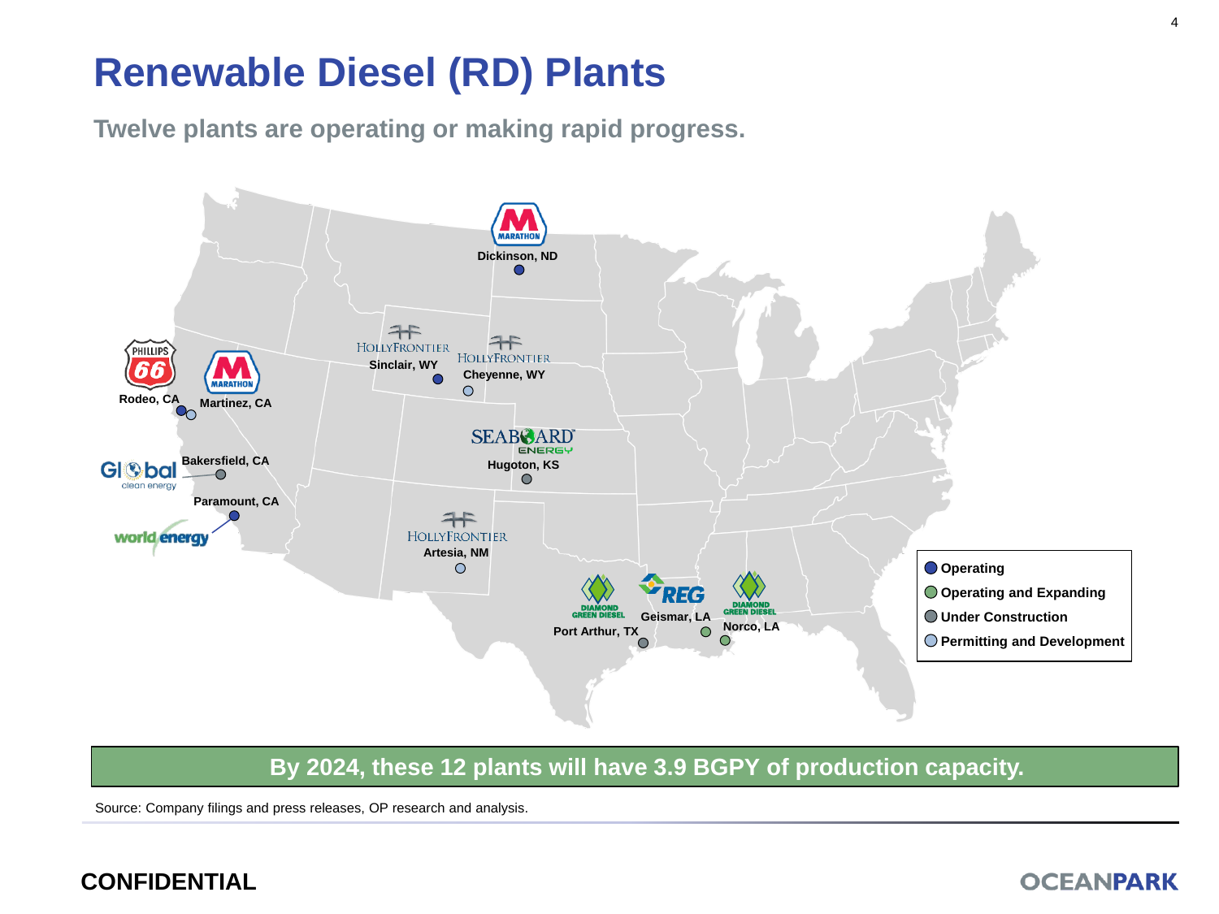# Renewable Diesel (RD) Plants

## Twelve plants are operating or making rapid progress.

MARATHON
Dickinson, ND

HOLLYFRONTIER
Sinclair, WY

HOLLYFRONTIER
Cheyenne, WY

PHILLIPS 66
Rodeo, CA

MARATHON
Martinez, CA

Global clean energy
Bakersfield, CA

SEABOARD ENERGY
Hugoton, KS

Paramount, CA
world energy

HOLLYFRONTIER
Artesia, NM

DIAMOND GREEN DIESEL
Port Arthur, TX

REG
Geismar, LA

DIAMOND GREEN DIESEL
Norco, LA

- Operating
- Operating and Expanding
- Under Construction
- Permitting and Development

**By 2024, these 12 plants will have 3.9 BGPY of production capacity.**

Source: Company filings and press releases, OP research and analysis.

**CONFIDENTIAL**

OCEANPARK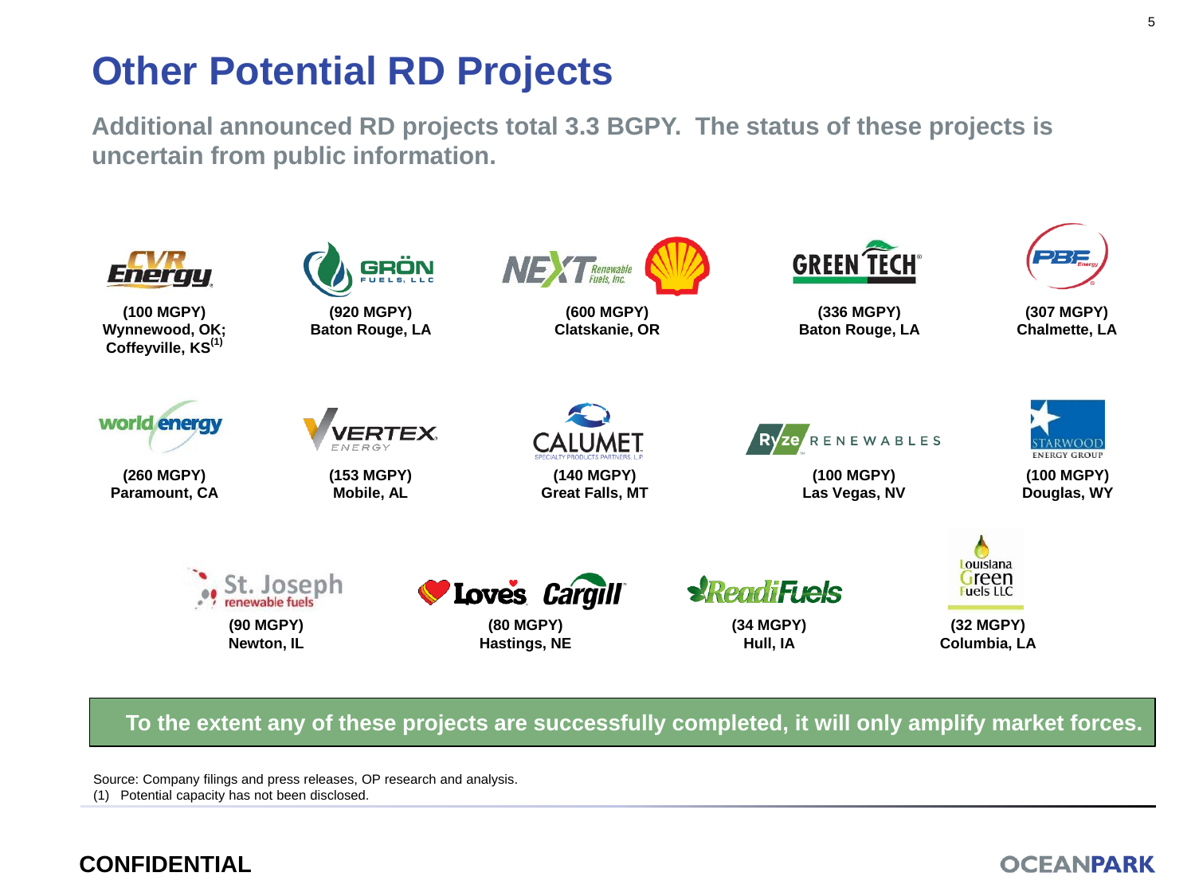# Other Potential RD Projects

**Additional announced RD projects total 3.3 BGPY. The status of these projects is uncertain from public information.**

**CVR Energy**
**(100 MGPY)**
**Wynnewood, OK; Coffeyville, KS[1]**

**GRÖN FUELS, LLC**
**(920 MGPY)**
**Baton Rouge, LA**

**NEXT Renewable Fuels, Inc. / Shell**
**(600 MGPY)**
**Clatskanie, OR**

**GREEN TECH**
**(336 MGPY)**
**Baton Rouge, LA**

**PBF Energy**
**(307 MGPY)**
**Chalmette, LA**

**world energy**
**(260 MGPY)**
**Paramount, CA**

**VERTEX ENERGY**
**(153 MGPY)**
**Mobile, AL**

**CALUMET SPECIALTY PRODUCTS PARTNERS, L.P.**
**(140 MGPY)**
**Great Falls, MT**

**Ryze RENEWABLES**
**(100 MGPY)**
**Las Vegas, NV**

**STARWOOD ENERGY GROUP**
**(100 MGPY)**
**Douglas, WY**

**St. Joseph renewable fuels**
**(90 MGPY)**
**Newton, IL**

**Love's / Cargill**
**(80 MGPY)**
**Hastings, NE**

**ReadiFuels**
**(34 MGPY)**
**Hull, IA**

**Louisiana Green Fuels LLC**
**(32 MGPY)**
**Columbia, LA**

**To the extent any of these projects are successfully completed, it will only amplify market forces.**

Source: Company filings and press releases, OP research and analysis.
(1) Potential capacity has not been disclosed.

CONFIDENTIAL

OCEANPARK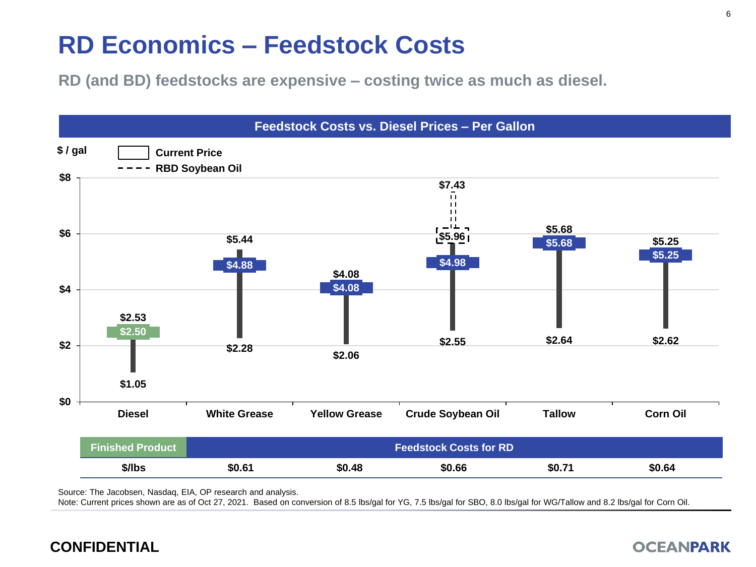# RD Economics – Feedstock Costs

## RD (and BD) feedstocks are expensive – costing twice as much as diesel.

**Feedstock Costs vs. Diesel Prices – Per Gallon**

$ / gal

Current Price

RBD Soybean Oil

$8
$6
$4
$2
$0

Diesel: $2.53, $2.50, $1.05

White Grease: $5.44, $4.88, $2.28

Yellow Grease: $4.08, $4.08, $2.06

Crude Soybean Oil: $7.43, $5.96, $4.98, $2.55

Tallow: $5.68, $5.68, $2.64

Corn Oil: $5.25, $5.25, $2.62

| Finished Product | Feedstock Costs for RD | | | | |
|---|---|---|---|---|---|
| $/lbs | $0.61 | $0.48 | $0.66 | $0.71 | $0.64 |

Source: The Jacobsen, Nasdaq, EIA, OP research and analysis.
Note: Current prices shown are as of Oct 27, 2021. Based on conversion of 8.5 lbs/gal for YG, 7.5 lbs/gal for SBO, 8.0 lbs/gal for WG/Tallow and 8.2 lbs/gal for Corn Oil.

CONFIDENTIAL

OCEANPARK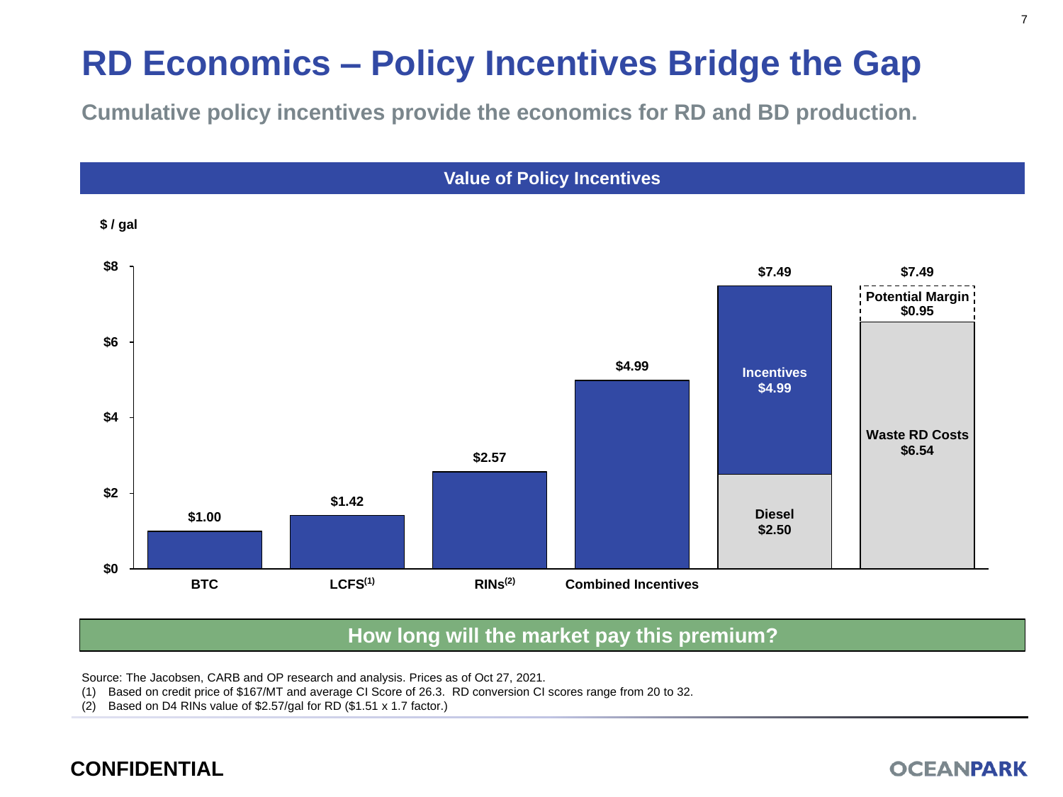# RD Economics – Policy Incentives Bridge the Gap

**Cumulative policy incentives provide the economics for RD and BD production.**

## Value of Policy Incentives

$ / gal

$8
$6
$4
$2
$0

BTC
$1.00

LCFS[1]
$1.42

RINs[2]
$2.57

Combined Incentives
$4.99

$7.49
Incentives
$4.99
Diesel
$2.50

$7.49
Potential Margin
$0.95
Waste RD Costs
$6.54

**How long will the market pay this premium?**

Source: The Jacobsen, CARB and OP research and analysis. Prices as of Oct 27, 2021.

(1) Based on credit price of $167/MT and average CI Score of 26.3. RD conversion CI scores range from 20 to 32.

(2) Based on D4 RINs value of $2.57/gal for RD ($1.51 x 1.7 factor.)

CONFIDENTIAL

OCEANPARK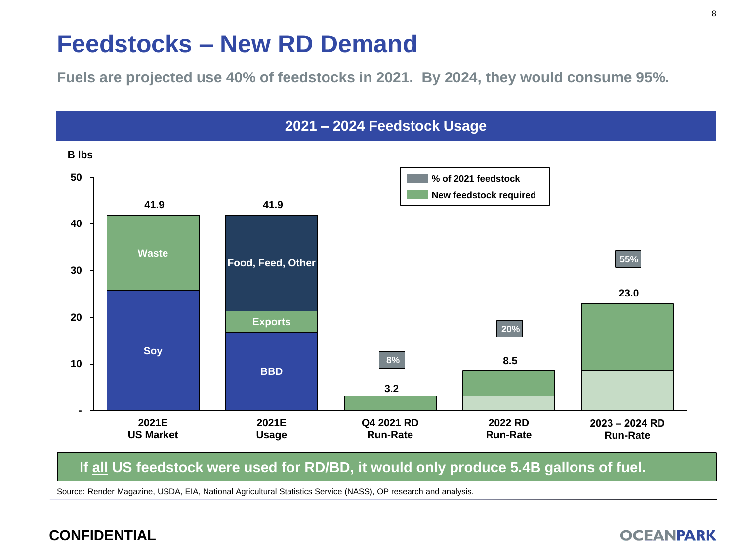# Feedstocks – New RD Demand

**Fuels are projected use 40% of feedstocks in 2021. By 2024, they would consume 95%.**

## 2021 – 2024 Feedstock Usage

B lbs

50
40
30
20
10
-

% of 2021 feedstock
New feedstock required

41.9
Waste
Soy
2021E US Market

41.9
Food, Feed, Other
Exports
BBD
2021E Usage

8%
3.2
Q4 2021 RD Run-Rate

20%
8.5
2022 RD Run-Rate

55%
23.0
2023 – 2024 RD Run-Rate

**If all US feedstock were used for RD/BD, it would only produce 5.4B gallons of fuel.**

Source: Render Magazine, USDA, EIA, National Agricultural Statistics Service (NASS), OP research and analysis.

CONFIDENTIAL

OCEANPARK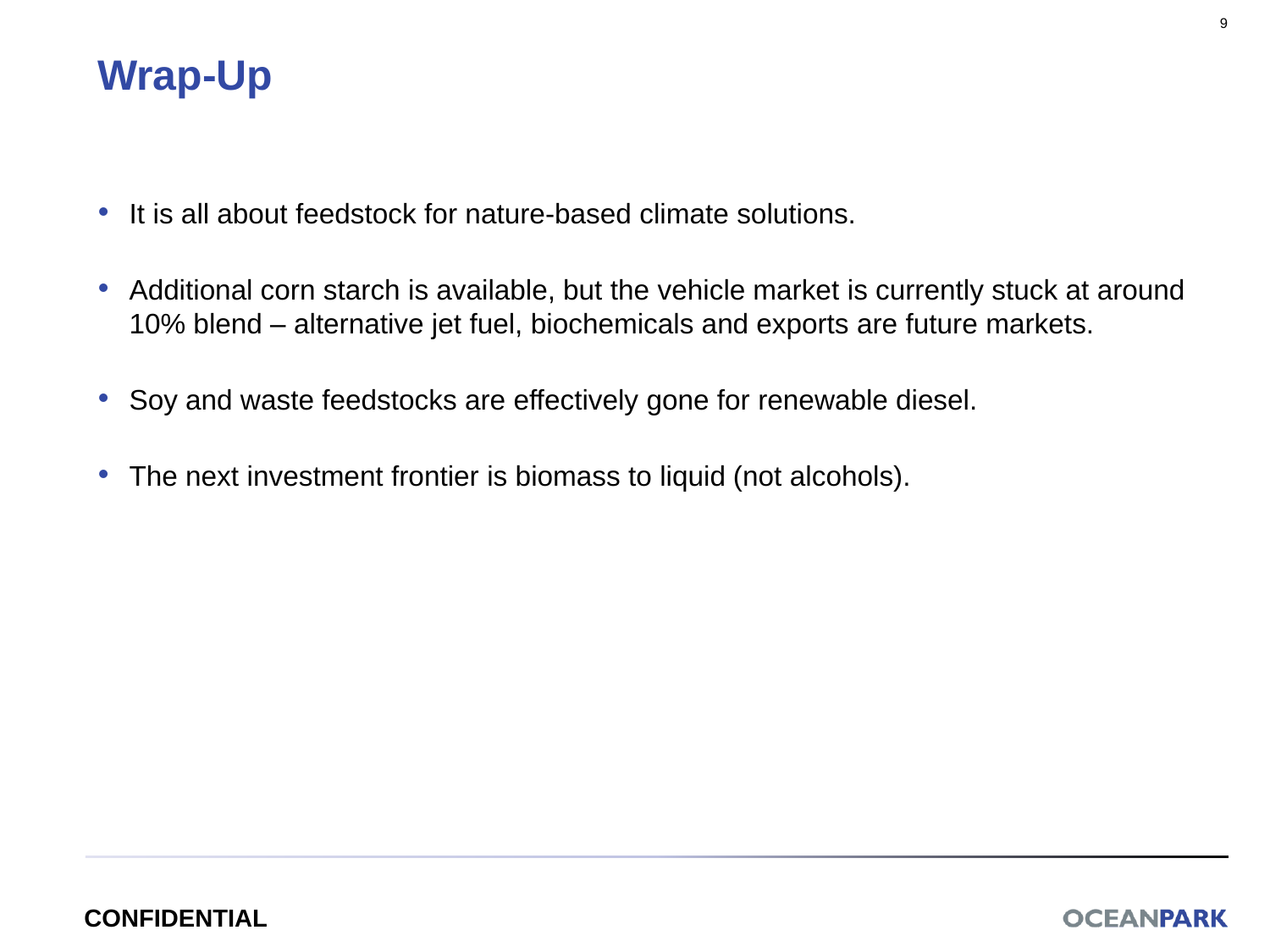# Wrap-Up

- It is all about feedstock for nature-based climate solutions.
- Additional corn starch is available, but the vehicle market is currently stuck at around 10% blend – alternative jet fuel, biochemicals and exports are future markets.
- Soy and waste feedstocks are effectively gone for renewable diesel.
- The next investment frontier is biomass to liquid (not alcohols).